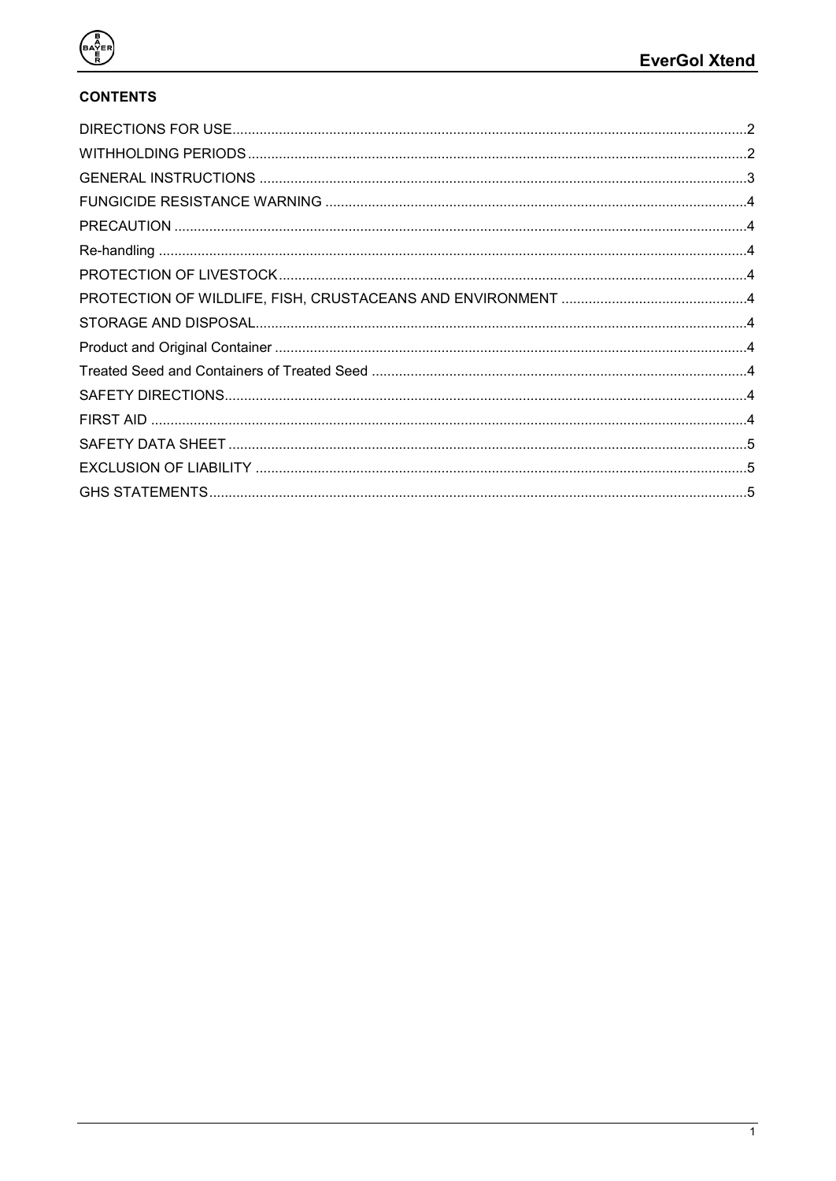## CONTENTS

DIRECTIONS FOR USE....................................................................................................................................2
WITHHOLDING PERIODS...............................................................................................................................2
GENERAL INSTRUCTIONS ............................................................................................................................3
FUNGICIDE RESISTANCE WARNING ...........................................................................................................4
PRECAUTION .................................................................................................................................................4
Re-handling .....................................................................................................................................................4
PROTECTION OF LIVESTOCK.......................................................................................................................4
PROTECTION OF WILDLIFE, FISH, CRUSTACEANS AND ENVIRONMENT ...............................................4
STORAGE AND DISPOSAL.............................................................................................................................4
Product and Original Container ........................................................................................................................4
Treated Seed and Containers of Treated Seed ...............................................................................................4
SAFETY DIRECTIONS....................................................................................................................................4
FIRST AID .......................................................................................................................................................4
SAFETY DATA SHEET ...................................................................................................................................5
EXCLUSION OF LIABILITY .............................................................................................................................5
GHS STATEMENTS........................................................................................................................................5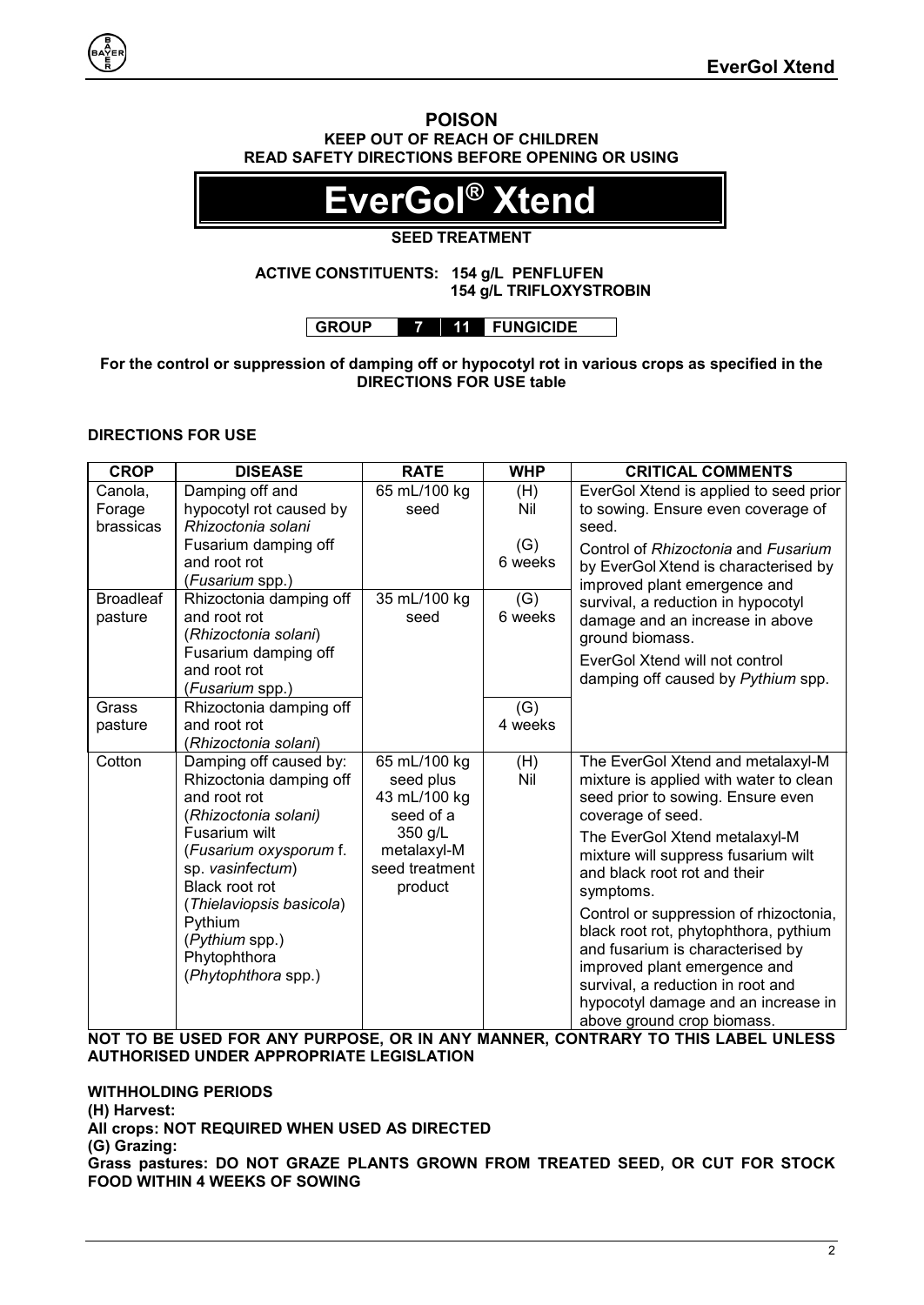**POISON**

**KEEP OUT OF REACH OF CHILDREN**

**READ SAFETY DIRECTIONS BEFORE OPENING OR USING**

# EverGol® Xtend

**SEED TREATMENT**

**ACTIVE CONSTITUENTS: 154 g/L PENFLUFEN**
**154 g/L TRIFLOXYSTROBIN**

| GROUP | 7 | 11 | FUNGICIDE |
|---|---|---|---|

**For the control or suppression of damping off or hypocotyl rot in various crops as specified in the DIRECTIONS FOR USE table**

## DIRECTIONS FOR USE

| CROP | DISEASE | RATE | WHP | CRITICAL COMMENTS |
|---|---|---|---|---|
| Canola, Forage brassicas | Damping off and hypocotyl rot caused by *Rhizoctonia solani*<br>Fusarium damping off and root rot (*Fusarium* spp.) | 65 mL/100 kg seed | (H) Nil<br>(G) 6 weeks | EverGol Xtend is applied to seed prior to sowing. Ensure even coverage of seed.<br>Control of *Rhizoctonia* and *Fusarium* by EverGol Xtend is characterised by improved plant emergence and survival, a reduction in hypocotyl damage and an increase in above ground biomass.<br>EverGol Xtend will not control damping off caused by *Pythium* spp. |
| Broadleaf pasture | Rhizoctonia damping off and root rot (*Rhizoctonia solani*)<br>Fusarium damping off and root rot (*Fusarium* spp.) | 35 mL/100 kg seed | (G) 6 weeks | |
| Grass pasture | Rhizoctonia damping off and root rot (*Rhizoctonia solani*) | | (G) 4 weeks | |
| Cotton | Damping off caused by: Rhizoctonia damping off and root rot (*Rhizoctonia solani*)<br>Fusarium wilt (*Fusarium oxysporum* f. sp. *vasinfectum*)<br>Black root rot (*Thielaviopsis basicola*)<br>Pythium (*Pythium* spp.)<br>Phytophthora (*Phytophthora* spp.) | 65 mL/100 kg seed plus 43 mL/100 kg seed of a 350 g/L metalaxyl-M seed treatment product | (H) Nil | The EverGol Xtend and metalaxyl-M mixture is applied with water to clean seed prior to sowing. Ensure even coverage of seed.<br>The EverGol Xtend metalaxyl-M mixture will suppress fusarium wilt and black root rot and their symptoms.<br>Control or suppression of rhizoctonia, black root rot, phytophthora, pythium and fusarium is characterised by improved plant emergence and survival, a reduction in root and hypocotyl damage and an increase in above ground crop biomass. |

**NOT TO BE USED FOR ANY PURPOSE, OR IN ANY MANNER, CONTRARY TO THIS LABEL UNLESS AUTHORISED UNDER APPROPRIATE LEGISLATION**

**WITHHOLDING PERIODS**

**(H) Harvest:**

**All crops: NOT REQUIRED WHEN USED AS DIRECTED**

**(G) Grazing:**

**Grass pastures: DO NOT GRAZE PLANTS GROWN FROM TREATED SEED, OR CUT FOR STOCK FOOD WITHIN 4 WEEKS OF SOWING**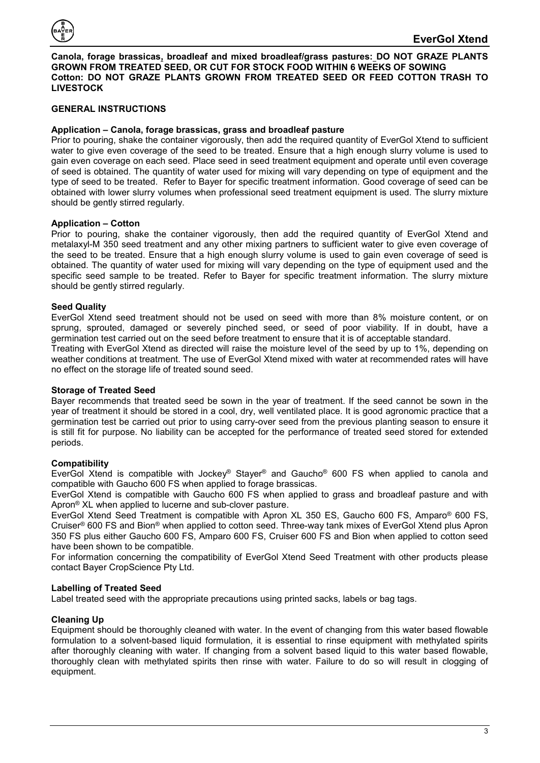**Canola, forage brassicas, broadleaf and mixed broadleaf/grass pastures: DO NOT GRAZE PLANTS GROWN FROM TREATED SEED, OR CUT FOR STOCK FOOD WITHIN 6 WEEKS OF SOWING**
**Cotton: DO NOT GRAZE PLANTS GROWN FROM TREATED SEED OR FEED COTTON TRASH TO LIVESTOCK**

## GENERAL INSTRUCTIONS

### Application – Canola, forage brassicas, grass and broadleaf pasture

Prior to pouring, shake the container vigorously, then add the required quantity of EverGol Xtend to sufficient water to give even coverage of the seed to be treated. Ensure that a high enough slurry volume is used to gain even coverage on each seed. Place seed in seed treatment equipment and operate until even coverage of seed is obtained. The quantity of water used for mixing will vary depending on type of equipment and the type of seed to be treated. Refer to Bayer for specific treatment information. Good coverage of seed can be obtained with lower slurry volumes when professional seed treatment equipment is used. The slurry mixture should be gently stirred regularly.

### Application – Cotton

Prior to pouring, shake the container vigorously, then add the required quantity of EverGol Xtend and metalaxyl-M 350 seed treatment and any other mixing partners to sufficient water to give even coverage of the seed to be treated. Ensure that a high enough slurry volume is used to gain even coverage of seed is obtained. The quantity of water used for mixing will vary depending on the type of equipment used and the specific seed sample to be treated. Refer to Bayer for specific treatment information. The slurry mixture should be gently stirred regularly.

### Seed Quality

EverGol Xtend seed treatment should not be used on seed with more than 8% moisture content, or on sprung, sprouted, damaged or severely pinched seed, or seed of poor viability. If in doubt, have a germination test carried out on the seed before treatment to ensure that it is of acceptable standard.
Treating with EverGol Xtend as directed will raise the moisture level of the seed by up to 1%, depending on weather conditions at treatment. The use of EverGol Xtend mixed with water at recommended rates will have no effect on the storage life of treated sound seed.

### Storage of Treated Seed

Bayer recommends that treated seed be sown in the year of treatment. If the seed cannot be sown in the year of treatment it should be stored in a cool, dry, well ventilated place. It is good agronomic practice that a germination test be carried out prior to using carry-over seed from the previous planting season to ensure it is still fit for purpose. No liability can be accepted for the performance of treated seed stored for extended periods.

### Compatibility

EverGol Xtend is compatible with Jockey® Stayer® and Gaucho® 600 FS when applied to canola and compatible with Gaucho 600 FS when applied to forage brassicas.
EverGol Xtend is compatible with Gaucho 600 FS when applied to grass and broadleaf pasture and with Apron® XL when applied to lucerne and sub-clover pasture.
EverGol Xtend Seed Treatment is compatible with Apron XL 350 ES, Gaucho 600 FS, Amparo® 600 FS, Cruiser® 600 FS and Bion® when applied to cotton seed. Three-way tank mixes of EverGol Xtend plus Apron 350 FS plus either Gaucho 600 FS, Amparo 600 FS, Cruiser 600 FS and Bion when applied to cotton seed have been shown to be compatible.
For information concerning the compatibility of EverGol Xtend Seed Treatment with other products please contact Bayer CropScience Pty Ltd.

### Labelling of Treated Seed

Label treated seed with the appropriate precautions using printed sacks, labels or bag tags.

### Cleaning Up

Equipment should be thoroughly cleaned with water. In the event of changing from this water based flowable formulation to a solvent-based liquid formulation, it is essential to rinse equipment with methylated spirits after thoroughly cleaning with water. If changing from a solvent based liquid to this water based flowable, thoroughly clean with methylated spirits then rinse with water. Failure to do so will result in clogging of equipment.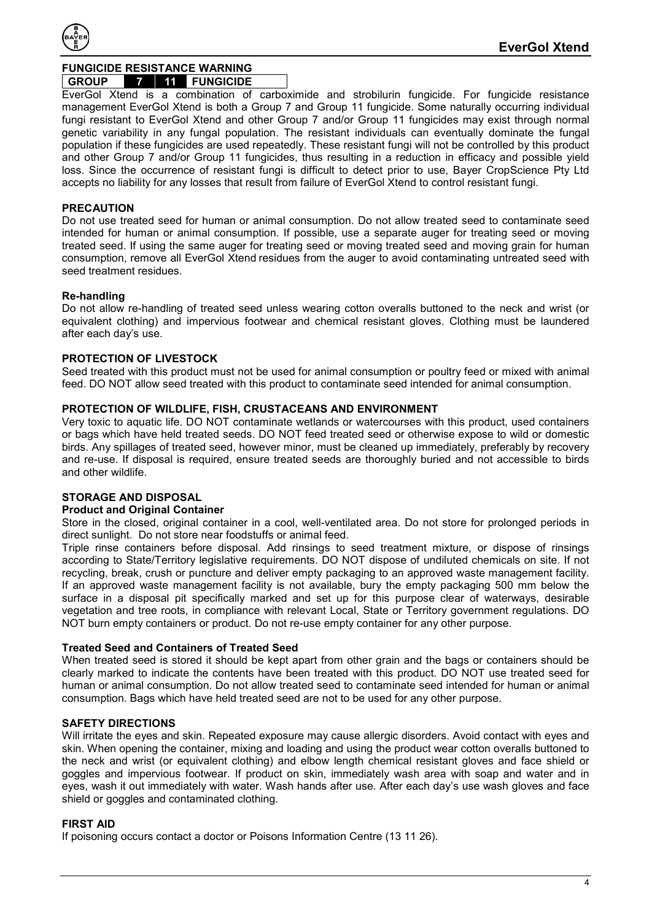## FUNGICIDE RESISTANCE WARNING

| GROUP | 7 | 11 | FUNGICIDE |
|---|---|---|---|

EverGol Xtend is a combination of carboximide and strobilurin fungicide. For fungicide resistance management EverGol Xtend is both a Group 7 and Group 11 fungicide. Some naturally occurring individual fungi resistant to EverGol Xtend and other Group 7 and/or Group 11 fungicides may exist through normal genetic variability in any fungal population. The resistant individuals can eventually dominate the fungal population if these fungicides are used repeatedly. These resistant fungi will not be controlled by this product and other Group 7 and/or Group 11 fungicides, thus resulting in a reduction in efficacy and possible yield loss. Since the occurrence of resistant fungi is difficult to detect prior to use, Bayer CropScience Pty Ltd accepts no liability for any losses that result from failure of EverGol Xtend to control resistant fungi.

## PRECAUTION

Do not use treated seed for human or animal consumption. Do not allow treated seed to contaminate seed intended for human or animal consumption. If possible, use a separate auger for treating seed or moving treated seed. If using the same auger for treating seed or moving treated seed and moving grain for human consumption, remove all EverGol Xtend residues from the auger to avoid contaminating untreated seed with seed treatment residues.

### Re-handling

Do not allow re-handling of treated seed unless wearing cotton overalls buttoned to the neck and wrist (or equivalent clothing) and impervious footwear and chemical resistant gloves. Clothing must be laundered after each day's use.

## PROTECTION OF LIVESTOCK

Seed treated with this product must not be used for animal consumption or poultry feed or mixed with animal feed. DO NOT allow seed treated with this product to contaminate seed intended for animal consumption.

## PROTECTION OF WILDLIFE, FISH, CRUSTACEANS AND ENVIRONMENT

Very toxic to aquatic life. DO NOT contaminate wetlands or watercourses with this product, used containers or bags which have held treated seeds. DO NOT feed treated seed or otherwise expose to wild or domestic birds. Any spillages of treated seed, however minor, must be cleaned up immediately, preferably by recovery and re-use. If disposal is required, ensure treated seeds are thoroughly buried and not accessible to birds and other wildlife.

## STORAGE AND DISPOSAL

### Product and Original Container

Store in the closed, original container in a cool, well-ventilated area. Do not store for prolonged periods in direct sunlight. Do not store near foodstuffs or animal feed.

Triple rinse containers before disposal. Add rinsings to seed treatment mixture, or dispose of rinsings according to State/Territory legislative requirements. DO NOT dispose of undiluted chemicals on site. If not recycling, break, crush or puncture and deliver empty packaging to an approved waste management facility. If an approved waste management facility is not available, bury the empty packaging 500 mm below the surface in a disposal pit specifically marked and set up for this purpose clear of waterways, desirable vegetation and tree roots, in compliance with relevant Local, State or Territory government regulations. DO NOT burn empty containers or product. Do not re-use empty container for any other purpose.

### Treated Seed and Containers of Treated Seed

When treated seed is stored it should be kept apart from other grain and the bags or containers should be clearly marked to indicate the contents have been treated with this product. DO NOT use treated seed for human or animal consumption. Do not allow treated seed to contaminate seed intended for human or animal consumption. Bags which have held treated seed are not to be used for any other purpose.

## SAFETY DIRECTIONS

Will irritate the eyes and skin. Repeated exposure may cause allergic disorders. Avoid contact with eyes and skin. When opening the container, mixing and loading and using the product wear cotton overalls buttoned to the neck and wrist (or equivalent clothing) and elbow length chemical resistant gloves and face shield or goggles and impervious footwear. If product on skin, immediately wash area with soap and water and in eyes, wash it out immediately with water. Wash hands after use. After each day's use wash gloves and face shield or goggles and contaminated clothing.

## FIRST AID

If poisoning occurs contact a doctor or Poisons Information Centre (13 11 26).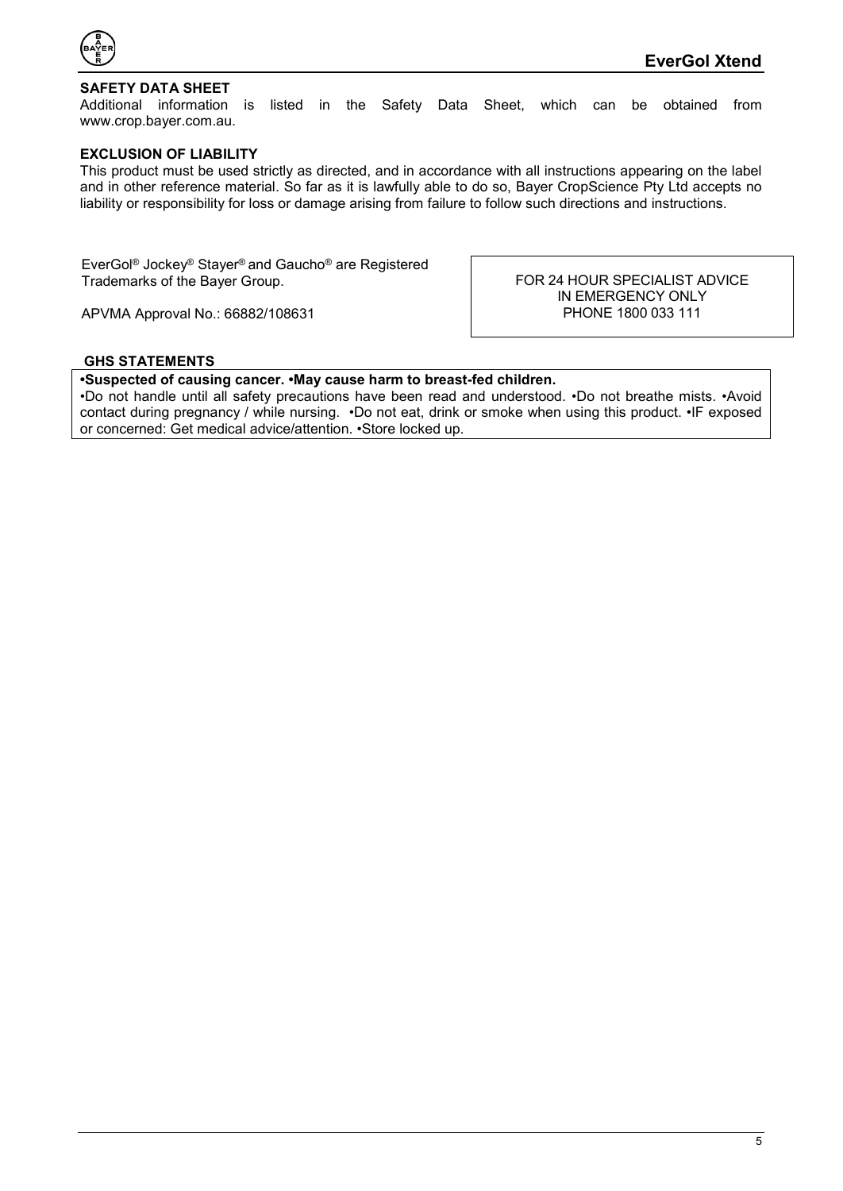## SAFETY DATA SHEET

Additional information is listed in the Safety Data Sheet, which can be obtained from www.crop.bayer.com.au.

## EXCLUSION OF LIABILITY

This product must be used strictly as directed, and in accordance with all instructions appearing on the label and in other reference material. So far as it is lawfully able to do so, Bayer CropScience Pty Ltd accepts no liability or responsibility for loss or damage arising from failure to follow such directions and instructions.

EverGol® Jockey® Stayer® and Gaucho® are Registered Trademarks of the Bayer Group.

APVMA Approval No.: 66882/108631

FOR 24 HOUR SPECIALIST ADVICE
IN EMERGENCY ONLY
PHONE 1800 033 111

## GHS STATEMENTS

**•Suspected of causing cancer. •May cause harm to breast-fed children.**
•Do not handle until all safety precautions have been read and understood. •Do not breathe mists. •Avoid contact during pregnancy / while nursing. •Do not eat, drink or smoke when using this product. •IF exposed or concerned: Get medical advice/attention. •Store locked up.